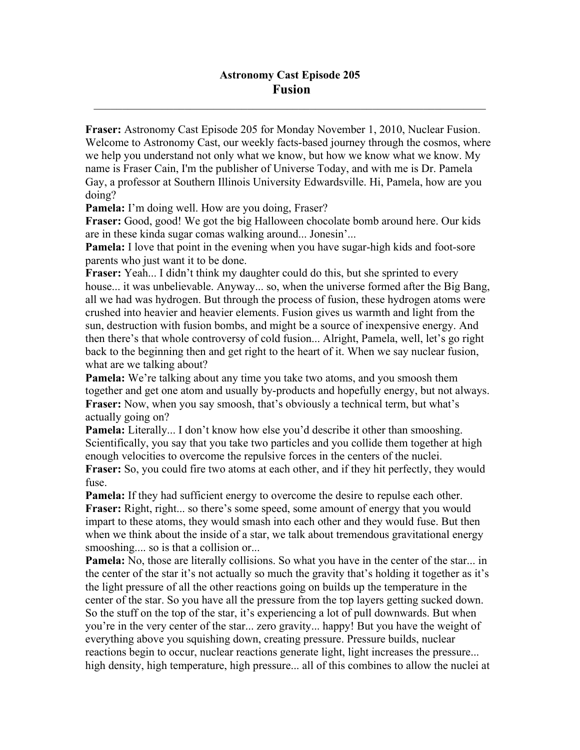# Astronomy Cast Episode 205
## Fusion

---

**Fraser:** Astronomy Cast Episode 205 for Monday November 1, 2010, Nuclear Fusion. Welcome to Astronomy Cast, our weekly facts-based journey through the cosmos, where we help you understand not only what we know, but how we know what we know. My name is Fraser Cain, I'm the publisher of Universe Today, and with me is Dr. Pamela Gay, a professor at Southern Illinois University Edwardsville. Hi, Pamela, how are you doing?

**Pamela:** I'm doing well. How are you doing, Fraser?

**Fraser:** Good, good! We got the big Halloween chocolate bomb around here. Our kids are in these kinda sugar comas walking around... Jonesin'...

**Pamela:** I love that point in the evening when you have sugar-high kids and foot-sore parents who just want it to be done.

**Fraser:** Yeah... I didn't think my daughter could do this, but she sprinted to every house... it was unbelievable. Anyway... so, when the universe formed after the Big Bang, all we had was hydrogen. But through the process of fusion, these hydrogen atoms were crushed into heavier and heavier elements. Fusion gives us warmth and light from the sun, destruction with fusion bombs, and might be a source of inexpensive energy. And then there's that whole controversy of cold fusion... Alright, Pamela, well, let's go right back to the beginning then and get right to the heart of it. When we say nuclear fusion, what are we talking about?

**Pamela:** We're talking about any time you take two atoms, and you smoosh them together and get one atom and usually by-products and hopefully energy, but not always.

**Fraser:** Now, when you say smoosh, that's obviously a technical term, but what's actually going on?

**Pamela:** Literally... I don't know how else you'd describe it other than smooshing. Scientifically, you say that you take two particles and you collide them together at high enough velocities to overcome the repulsive forces in the centers of the nuclei.

**Fraser:** So, you could fire two atoms at each other, and if they hit perfectly, they would fuse.

**Pamela:** If they had sufficient energy to overcome the desire to repulse each other.

**Fraser:** Right, right... so there's some speed, some amount of energy that you would impart to these atoms, they would smash into each other and they would fuse. But then when we think about the inside of a star, we talk about tremendous gravitational energy smooshing.... so is that a collision or...

**Pamela:** No, those are literally collisions. So what you have in the center of the star... in the center of the star it's not actually so much the gravity that's holding it together as it's the light pressure of all the other reactions going on builds up the temperature in the center of the star. So you have all the pressure from the top layers getting sucked down. So the stuff on the top of the star, it's experiencing a lot of pull downwards. But when you're in the very center of the star... zero gravity... happy! But you have the weight of everything above you squishing down, creating pressure. Pressure builds, nuclear reactions begin to occur, nuclear reactions generate light, light increases the pressure... high density, high temperature, high pressure... all of this combines to allow the nuclei at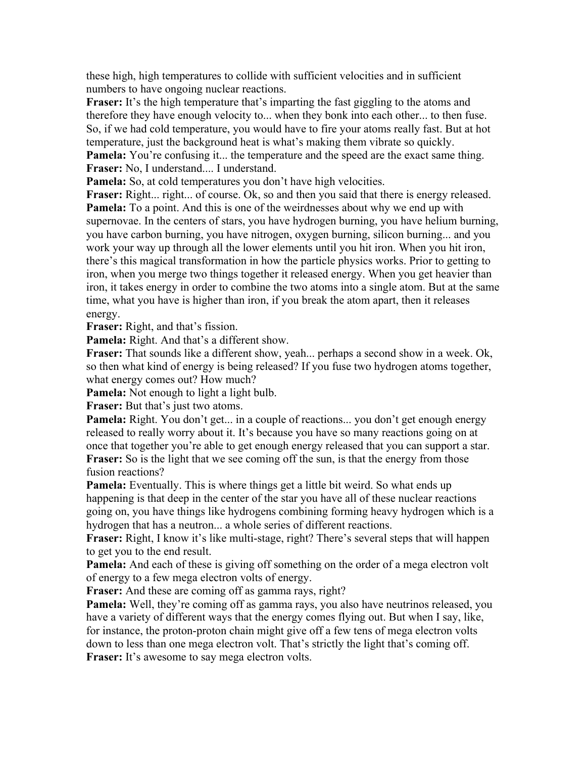these high, high temperatures to collide with sufficient velocities and in sufficient numbers to have ongoing nuclear reactions.

**Fraser:** It's the high temperature that's imparting the fast giggling to the atoms and therefore they have enough velocity to... when they bonk into each other... to then fuse. So, if we had cold temperature, you would have to fire your atoms really fast. But at hot temperature, just the background heat is what's making them vibrate so quickly.

**Pamela:** You're confusing it... the temperature and the speed are the exact same thing.

**Fraser:** No, I understand.... I understand.

**Pamela:** So, at cold temperatures you don't have high velocities.

**Fraser:** Right... right... of course. Ok, so and then you said that there is energy released.

**Pamela:** To a point. And this is one of the weirdnesses about why we end up with supernovae. In the centers of stars, you have hydrogen burning, you have helium burning, you have carbon burning, you have nitrogen, oxygen burning, silicon burning... and you work your way up through all the lower elements until you hit iron. When you hit iron, there's this magical transformation in how the particle physics works. Prior to getting to iron, when you merge two things together it released energy. When you get heavier than iron, it takes energy in order to combine the two atoms into a single atom. But at the same time, what you have is higher than iron, if you break the atom apart, then it releases energy.

**Fraser:** Right, and that's fission.

**Pamela:** Right. And that's a different show.

**Fraser:** That sounds like a different show, yeah... perhaps a second show in a week. Ok, so then what kind of energy is being released? If you fuse two hydrogen atoms together, what energy comes out? How much?

**Pamela:** Not enough to light a light bulb.

**Fraser:** But that's just two atoms.

**Pamela:** Right. You don't get... in a couple of reactions... you don't get enough energy released to really worry about it. It's because you have so many reactions going on at once that together you're able to get enough energy released that you can support a star.

**Fraser:** So is the light that we see coming off the sun, is that the energy from those fusion reactions?

**Pamela:** Eventually. This is where things get a little bit weird. So what ends up happening is that deep in the center of the star you have all of these nuclear reactions going on, you have things like hydrogens combining forming heavy hydrogen which is a hydrogen that has a neutron... a whole series of different reactions.

**Fraser:** Right, I know it's like multi-stage, right? There's several steps that will happen to get you to the end result.

**Pamela:** And each of these is giving off something on the order of a mega electron volt of energy to a few mega electron volts of energy.

**Fraser:** And these are coming off as gamma rays, right?

**Pamela:** Well, they're coming off as gamma rays, you also have neutrinos released, you have a variety of different ways that the energy comes flying out. But when I say, like, for instance, the proton-proton chain might give off a few tens of mega electron volts down to less than one mega electron volt. That's strictly the light that's coming off.

**Fraser:** It's awesome to say mega electron volts.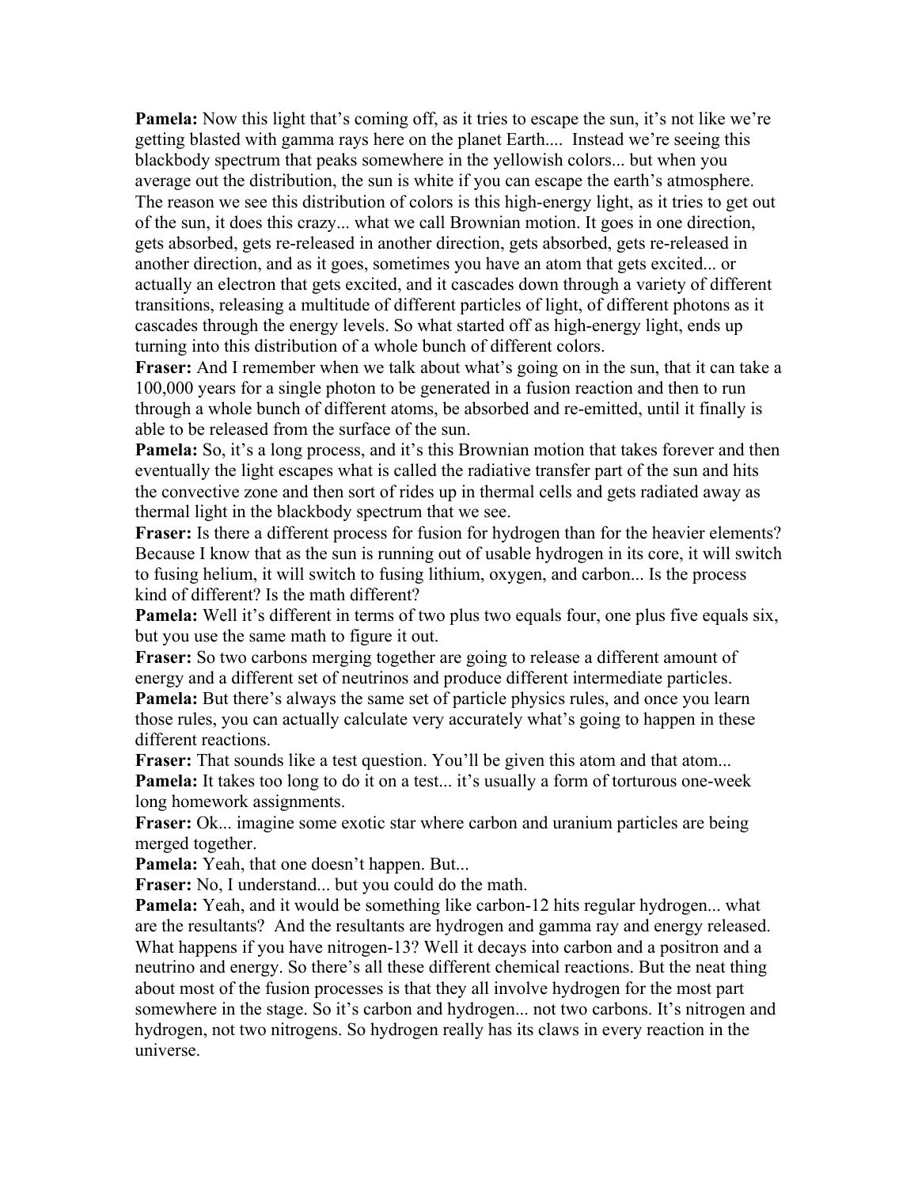**Pamela:** Now this light that's coming off, as it tries to escape the sun, it's not like we're getting blasted with gamma rays here on the planet Earth.... Instead we're seeing this blackbody spectrum that peaks somewhere in the yellowish colors... but when you average out the distribution, the sun is white if you can escape the earth's atmosphere. The reason we see this distribution of colors is this high-energy light, as it tries to get out of the sun, it does this crazy... what we call Brownian motion. It goes in one direction, gets absorbed, gets re-released in another direction, gets absorbed, gets re-released in another direction, and as it goes, sometimes you have an atom that gets excited... or actually an electron that gets excited, and it cascades down through a variety of different transitions, releasing a multitude of different particles of light, of different photons as it cascades through the energy levels. So what started off as high-energy light, ends up turning into this distribution of a whole bunch of different colors.

**Fraser:** And I remember when we talk about what's going on in the sun, that it can take a 100,000 years for a single photon to be generated in a fusion reaction and then to run through a whole bunch of different atoms, be absorbed and re-emitted, until it finally is able to be released from the surface of the sun.

**Pamela:** So, it's a long process, and it's this Brownian motion that takes forever and then eventually the light escapes what is called the radiative transfer part of the sun and hits the convective zone and then sort of rides up in thermal cells and gets radiated away as thermal light in the blackbody spectrum that we see.

**Fraser:** Is there a different process for fusion for hydrogen than for the heavier elements? Because I know that as the sun is running out of usable hydrogen in its core, it will switch to fusing helium, it will switch to fusing lithium, oxygen, and carbon... Is the process kind of different? Is the math different?

**Pamela:** Well it's different in terms of two plus two equals four, one plus five equals six, but you use the same math to figure it out.

**Fraser:** So two carbons merging together are going to release a different amount of energy and a different set of neutrinos and produce different intermediate particles.

**Pamela:** But there's always the same set of particle physics rules, and once you learn those rules, you can actually calculate very accurately what's going to happen in these different reactions.

**Fraser:** That sounds like a test question. You'll be given this atom and that atom...

**Pamela:** It takes too long to do it on a test... it's usually a form of torturous one-week long homework assignments.

**Fraser:** Ok... imagine some exotic star where carbon and uranium particles are being merged together.

**Pamela:** Yeah, that one doesn't happen. But...

**Fraser:** No, I understand... but you could do the math.

**Pamela:** Yeah, and it would be something like carbon-12 hits regular hydrogen... what are the resultants? And the resultants are hydrogen and gamma ray and energy released. What happens if you have nitrogen-13? Well it decays into carbon and a positron and a neutrino and energy. So there's all these different chemical reactions. But the neat thing about most of the fusion processes is that they all involve hydrogen for the most part somewhere in the stage. So it's carbon and hydrogen... not two carbons. It's nitrogen and hydrogen, not two nitrogens. So hydrogen really has its claws in every reaction in the universe.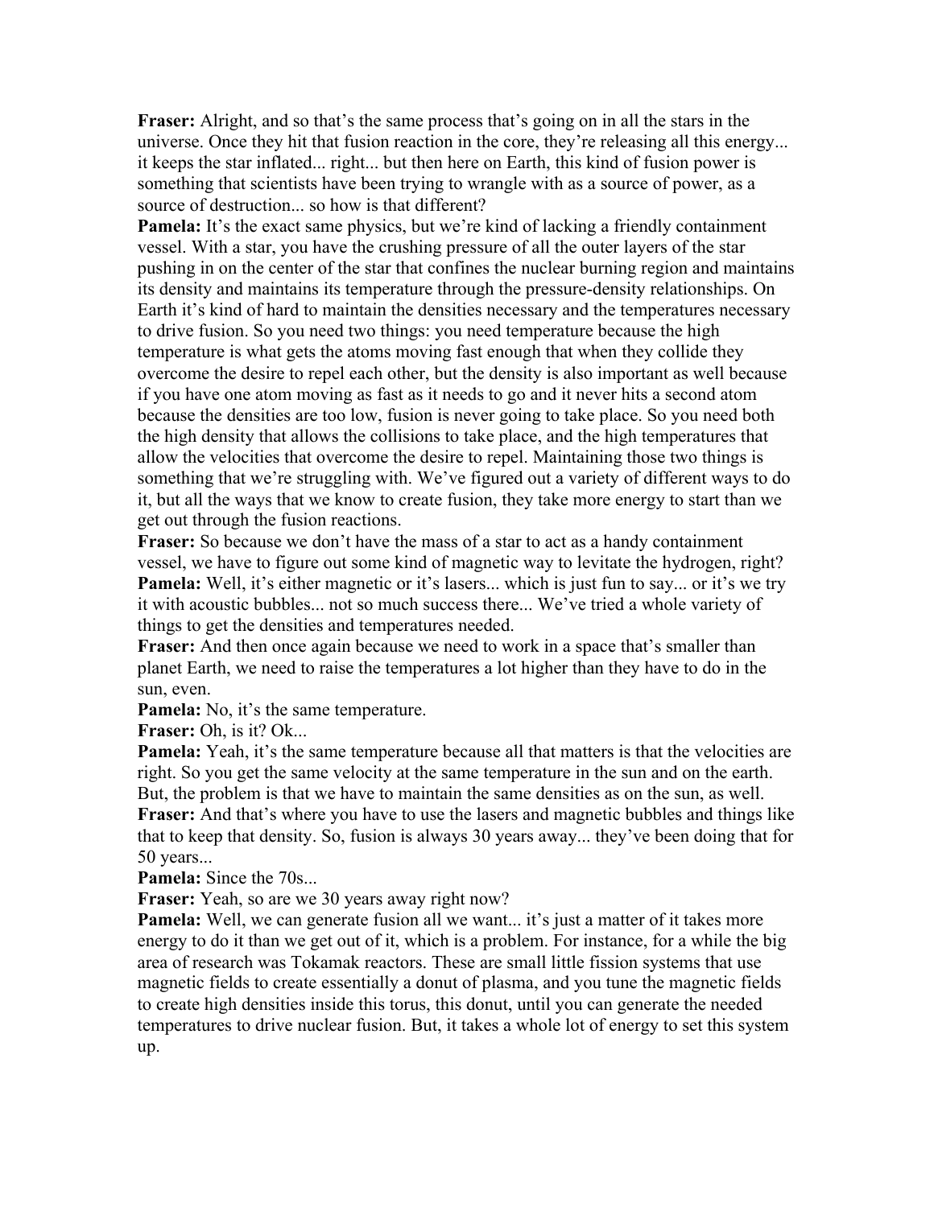**Fraser:** Alright, and so that's the same process that's going on in all the stars in the universe. Once they hit that fusion reaction in the core, they're releasing all this energy... it keeps the star inflated... right... but then here on Earth, this kind of fusion power is something that scientists have been trying to wrangle with as a source of power, as a source of destruction... so how is that different?

**Pamela:** It's the exact same physics, but we're kind of lacking a friendly containment vessel. With a star, you have the crushing pressure of all the outer layers of the star pushing in on the center of the star that confines the nuclear burning region and maintains its density and maintains its temperature through the pressure-density relationships. On Earth it's kind of hard to maintain the densities necessary and the temperatures necessary to drive fusion. So you need two things: you need temperature because the high temperature is what gets the atoms moving fast enough that when they collide they overcome the desire to repel each other, but the density is also important as well because if you have one atom moving as fast as it needs to go and it never hits a second atom because the densities are too low, fusion is never going to take place. So you need both the high density that allows the collisions to take place, and the high temperatures that allow the velocities that overcome the desire to repel. Maintaining those two things is something that we're struggling with. We've figured out a variety of different ways to do it, but all the ways that we know to create fusion, they take more energy to start than we get out through the fusion reactions.

**Fraser:** So because we don't have the mass of a star to act as a handy containment vessel, we have to figure out some kind of magnetic way to levitate the hydrogen, right?

**Pamela:** Well, it's either magnetic or it's lasers... which is just fun to say... or it's we try it with acoustic bubbles... not so much success there... We've tried a whole variety of things to get the densities and temperatures needed.

**Fraser:** And then once again because we need to work in a space that's smaller than planet Earth, we need to raise the temperatures a lot higher than they have to do in the sun, even.

**Pamela:** No, it's the same temperature.

**Fraser:** Oh, is it? Ok...

**Pamela:** Yeah, it's the same temperature because all that matters is that the velocities are right. So you get the same velocity at the same temperature in the sun and on the earth. But, the problem is that we have to maintain the same densities as on the sun, as well.

**Fraser:** And that's where you have to use the lasers and magnetic bubbles and things like that to keep that density. So, fusion is always 30 years away... they've been doing that for 50 years...

**Pamela:** Since the 70s...

**Fraser:** Yeah, so are we 30 years away right now?

**Pamela:** Well, we can generate fusion all we want... it's just a matter of it takes more energy to do it than we get out of it, which is a problem. For instance, for a while the big area of research was Tokamak reactors. These are small little fission systems that use magnetic fields to create essentially a donut of plasma, and you tune the magnetic fields to create high densities inside this torus, this donut, until you can generate the needed temperatures to drive nuclear fusion. But, it takes a whole lot of energy to set this system up.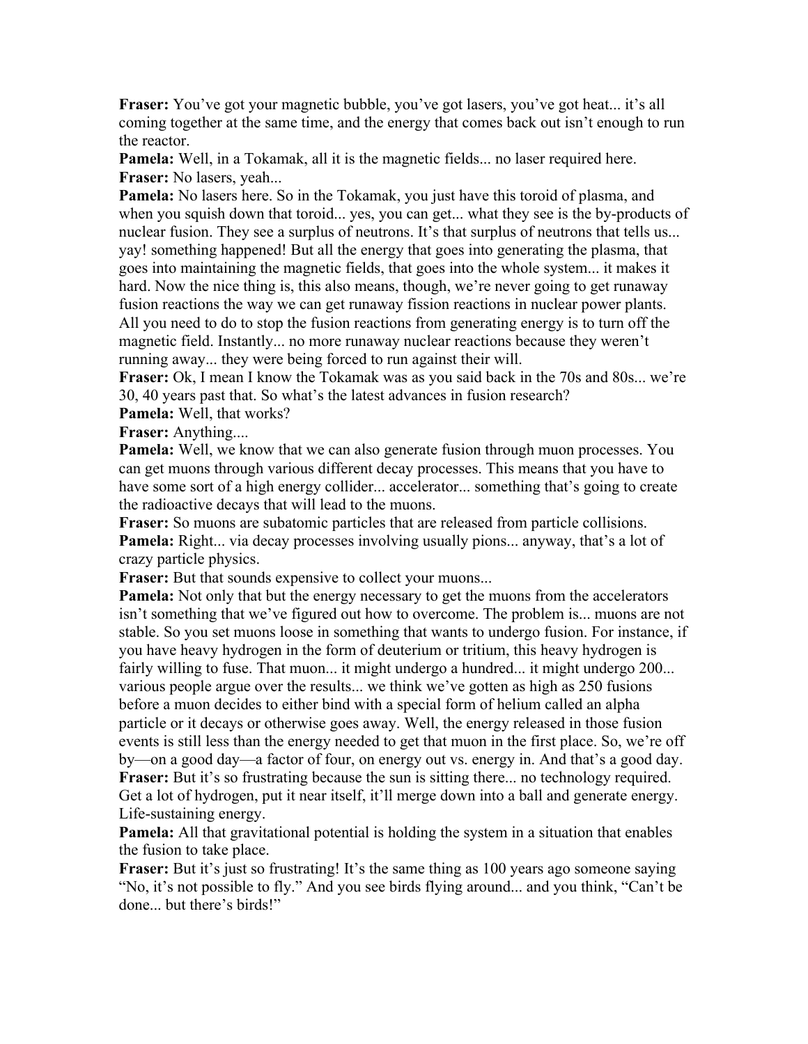**Fraser:** You've got your magnetic bubble, you've got lasers, you've got heat... it's all coming together at the same time, and the energy that comes back out isn't enough to run the reactor.

**Pamela:** Well, in a Tokamak, all it is the magnetic fields... no laser required here.

**Fraser:** No lasers, yeah...

**Pamela:** No lasers here. So in the Tokamak, you just have this toroid of plasma, and when you squish down that toroid... yes, you can get... what they see is the by-products of nuclear fusion. They see a surplus of neutrons. It's that surplus of neutrons that tells us... yay! something happened! But all the energy that goes into generating the plasma, that goes into maintaining the magnetic fields, that goes into the whole system... it makes it hard. Now the nice thing is, this also means, though, we're never going to get runaway fusion reactions the way we can get runaway fission reactions in nuclear power plants. All you need to do to stop the fusion reactions from generating energy is to turn off the magnetic field. Instantly... no more runaway nuclear reactions because they weren't running away... they were being forced to run against their will.

**Fraser:** Ok, I mean I know the Tokamak was as you said back in the 70s and 80s... we're 30, 40 years past that. So what's the latest advances in fusion research?

**Pamela:** Well, that works?

**Fraser:** Anything....

**Pamela:** Well, we know that we can also generate fusion through muon processes. You can get muons through various different decay processes. This means that you have to have some sort of a high energy collider... accelerator... something that's going to create the radioactive decays that will lead to the muons.

**Fraser:** So muons are subatomic particles that are released from particle collisions.

**Pamela:** Right... via decay processes involving usually pions... anyway, that's a lot of crazy particle physics.

**Fraser:** But that sounds expensive to collect your muons...

**Pamela:** Not only that but the energy necessary to get the muons from the accelerators isn't something that we've figured out how to overcome. The problem is... muons are not stable. So you set muons loose in something that wants to undergo fusion. For instance, if you have heavy hydrogen in the form of deuterium or tritium, this heavy hydrogen is fairly willing to fuse. That muon... it might undergo a hundred... it might undergo 200... various people argue over the results... we think we've gotten as high as 250 fusions before a muon decides to either bind with a special form of helium called an alpha particle or it decays or otherwise goes away. Well, the energy released in those fusion events is still less than the energy needed to get that muon in the first place. So, we're off by—on a good day—a factor of four, on energy out vs. energy in. And that's a good day.

**Fraser:** But it's so frustrating because the sun is sitting there... no technology required. Get a lot of hydrogen, put it near itself, it'll merge down into a ball and generate energy. Life-sustaining energy.

**Pamela:** All that gravitational potential is holding the system in a situation that enables the fusion to take place.

**Fraser:** But it's just so frustrating! It's the same thing as 100 years ago someone saying "No, it's not possible to fly." And you see birds flying around... and you think, "Can't be done... but there's birds!"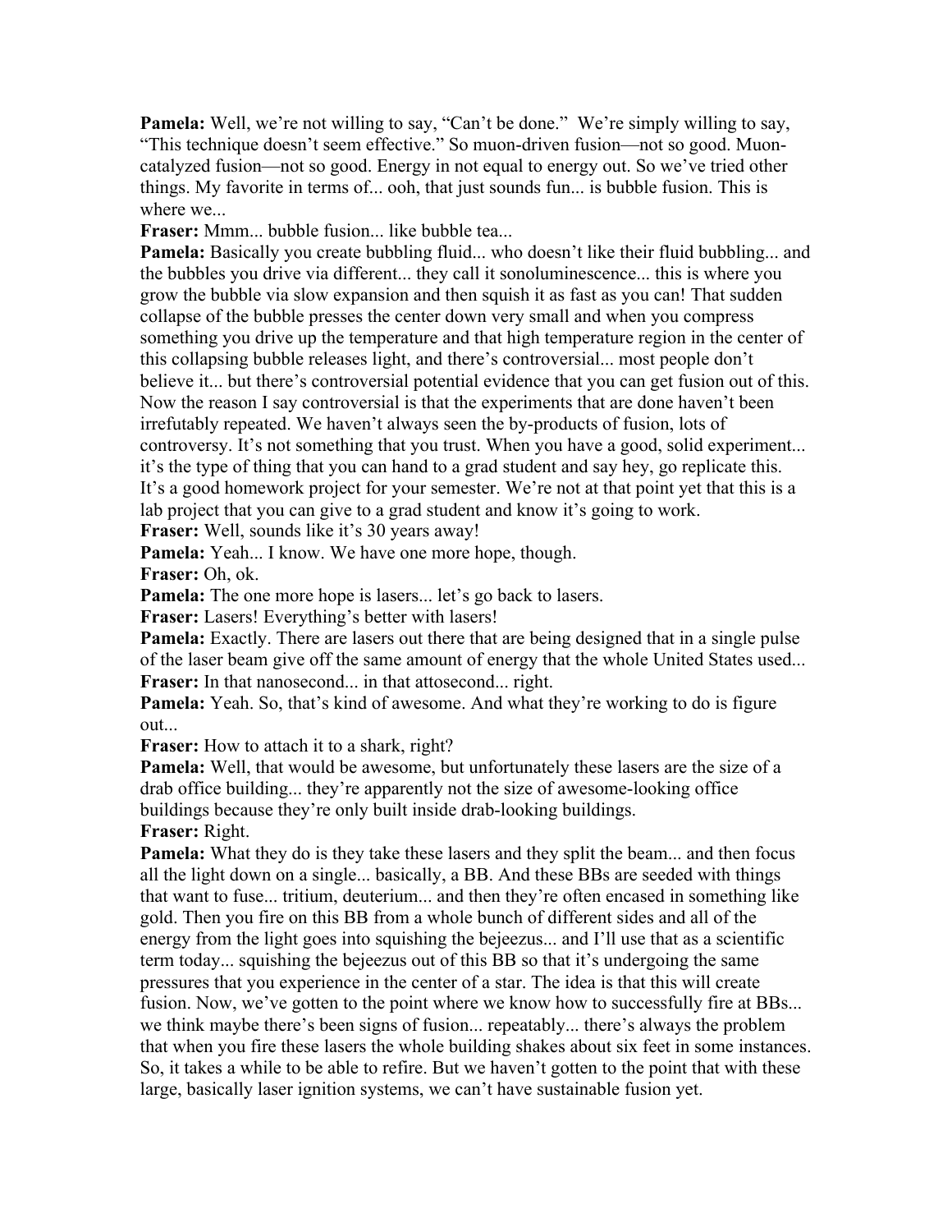**Pamela:** Well, we're not willing to say, "Can't be done." We're simply willing to say, "This technique doesn't seem effective." So muon-driven fusion—not so good. Muon-catalyzed fusion—not so good. Energy in not equal to energy out. So we've tried other things. My favorite in terms of... ooh, that just sounds fun... is bubble fusion. This is where we...

**Fraser:** Mmm... bubble fusion... like bubble tea...

**Pamela:** Basically you create bubbling fluid... who doesn't like their fluid bubbling... and the bubbles you drive via different... they call it sonoluminescence... this is where you grow the bubble via slow expansion and then squish it as fast as you can! That sudden collapse of the bubble presses the center down very small and when you compress something you drive up the temperature and that high temperature region in the center of this collapsing bubble releases light, and there's controversial... most people don't believe it... but there's controversial potential evidence that you can get fusion out of this. Now the reason I say controversial is that the experiments that are done haven't been irrefutably repeated. We haven't always seen the by-products of fusion, lots of controversy. It's not something that you trust. When you have a good, solid experiment... it's the type of thing that you can hand to a grad student and say hey, go replicate this. It's a good homework project for your semester. We're not at that point yet that this is a lab project that you can give to a grad student and know it's going to work.

**Fraser:** Well, sounds like it's 30 years away!

**Pamela:** Yeah... I know. We have one more hope, though.

**Fraser:** Oh, ok.

**Pamela:** The one more hope is lasers... let's go back to lasers.

**Fraser:** Lasers! Everything's better with lasers!

**Pamela:** Exactly. There are lasers out there that are being designed that in a single pulse of the laser beam give off the same amount of energy that the whole United States used...

**Fraser:** In that nanosecond... in that attosecond... right.

**Pamela:** Yeah. So, that's kind of awesome. And what they're working to do is figure out...

**Fraser:** How to attach it to a shark, right?

**Pamela:** Well, that would be awesome, but unfortunately these lasers are the size of a drab office building... they're apparently not the size of awesome-looking office buildings because they're only built inside drab-looking buildings.

**Fraser:** Right.

**Pamela:** What they do is they take these lasers and they split the beam... and then focus all the light down on a single... basically, a BB. And these BBs are seeded with things that want to fuse... tritium, deuterium... and then they're often encased in something like gold. Then you fire on this BB from a whole bunch of different sides and all of the energy from the light goes into squishing the bejeezus... and I'll use that as a scientific term today... squishing the bejeezus out of this BB so that it's undergoing the same pressures that you experience in the center of a star. The idea is that this will create fusion. Now, we've gotten to the point where we know how to successfully fire at BBs... we think maybe there's been signs of fusion... repeatably... there's always the problem that when you fire these lasers the whole building shakes about six feet in some instances. So, it takes a while to be able to refire. But we haven't gotten to the point that with these large, basically laser ignition systems, we can't have sustainable fusion yet.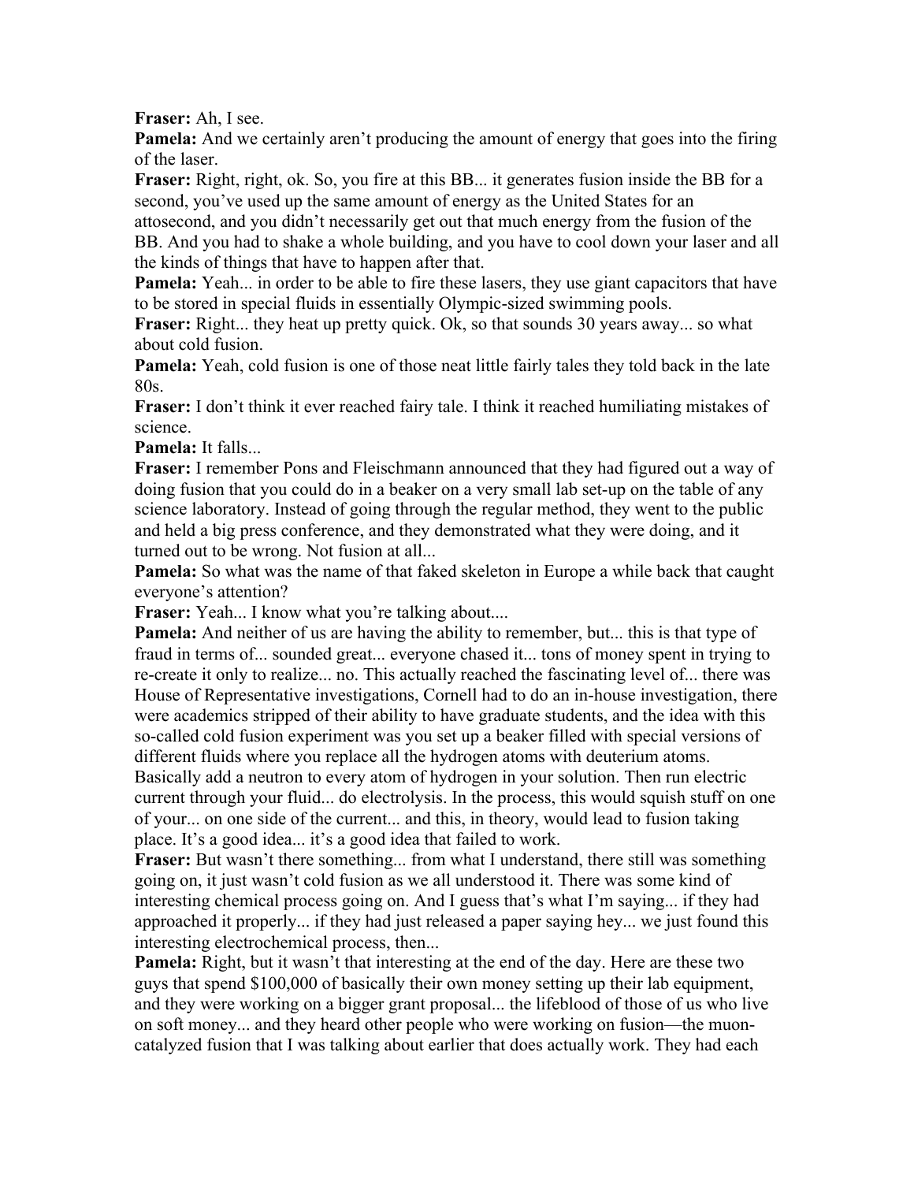**Fraser:** Ah, I see.

**Pamela:** And we certainly aren't producing the amount of energy that goes into the firing of the laser.

**Fraser:** Right, right, ok. So, you fire at this BB... it generates fusion inside the BB for a second, you've used up the same amount of energy as the United States for an attosecond, and you didn't necessarily get out that much energy from the fusion of the BB. And you had to shake a whole building, and you have to cool down your laser and all the kinds of things that have to happen after that.

**Pamela:** Yeah... in order to be able to fire these lasers, they use giant capacitors that have to be stored in special fluids in essentially Olympic-sized swimming pools.

**Fraser:** Right... they heat up pretty quick. Ok, so that sounds 30 years away... so what about cold fusion.

**Pamela:** Yeah, cold fusion is one of those neat little fairly tales they told back in the late 80s.

**Fraser:** I don't think it ever reached fairy tale. I think it reached humiliating mistakes of science.

**Pamela:** It falls...

**Fraser:** I remember Pons and Fleischmann announced that they had figured out a way of doing fusion that you could do in a beaker on a very small lab set-up on the table of any science laboratory. Instead of going through the regular method, they went to the public and held a big press conference, and they demonstrated what they were doing, and it turned out to be wrong. Not fusion at all...

**Pamela:** So what was the name of that faked skeleton in Europe a while back that caught everyone's attention?

**Fraser:** Yeah... I know what you're talking about....

**Pamela:** And neither of us are having the ability to remember, but... this is that type of fraud in terms of... sounded great... everyone chased it... tons of money spent in trying to re-create it only to realize... no. This actually reached the fascinating level of... there was House of Representative investigations, Cornell had to do an in-house investigation, there were academics stripped of their ability to have graduate students, and the idea with this so-called cold fusion experiment was you set up a beaker filled with special versions of different fluids where you replace all the hydrogen atoms with deuterium atoms. Basically add a neutron to every atom of hydrogen in your solution. Then run electric current through your fluid... do electrolysis. In the process, this would squish stuff on one of your... on one side of the current... and this, in theory, would lead to fusion taking place. It's a good idea... it's a good idea that failed to work.

**Fraser:** But wasn't there something... from what I understand, there still was something going on, it just wasn't cold fusion as we all understood it. There was some kind of interesting chemical process going on. And I guess that's what I'm saying... if they had approached it properly... if they had just released a paper saying hey... we just found this interesting electrochemical process, then...

**Pamela:** Right, but it wasn't that interesting at the end of the day. Here are these two guys that spend $100,000 of basically their own money setting up their lab equipment, and they were working on a bigger grant proposal... the lifeblood of those of us who live on soft money... and they heard other people who were working on fusion—the muon-catalyzed fusion that I was talking about earlier that does actually work. They had each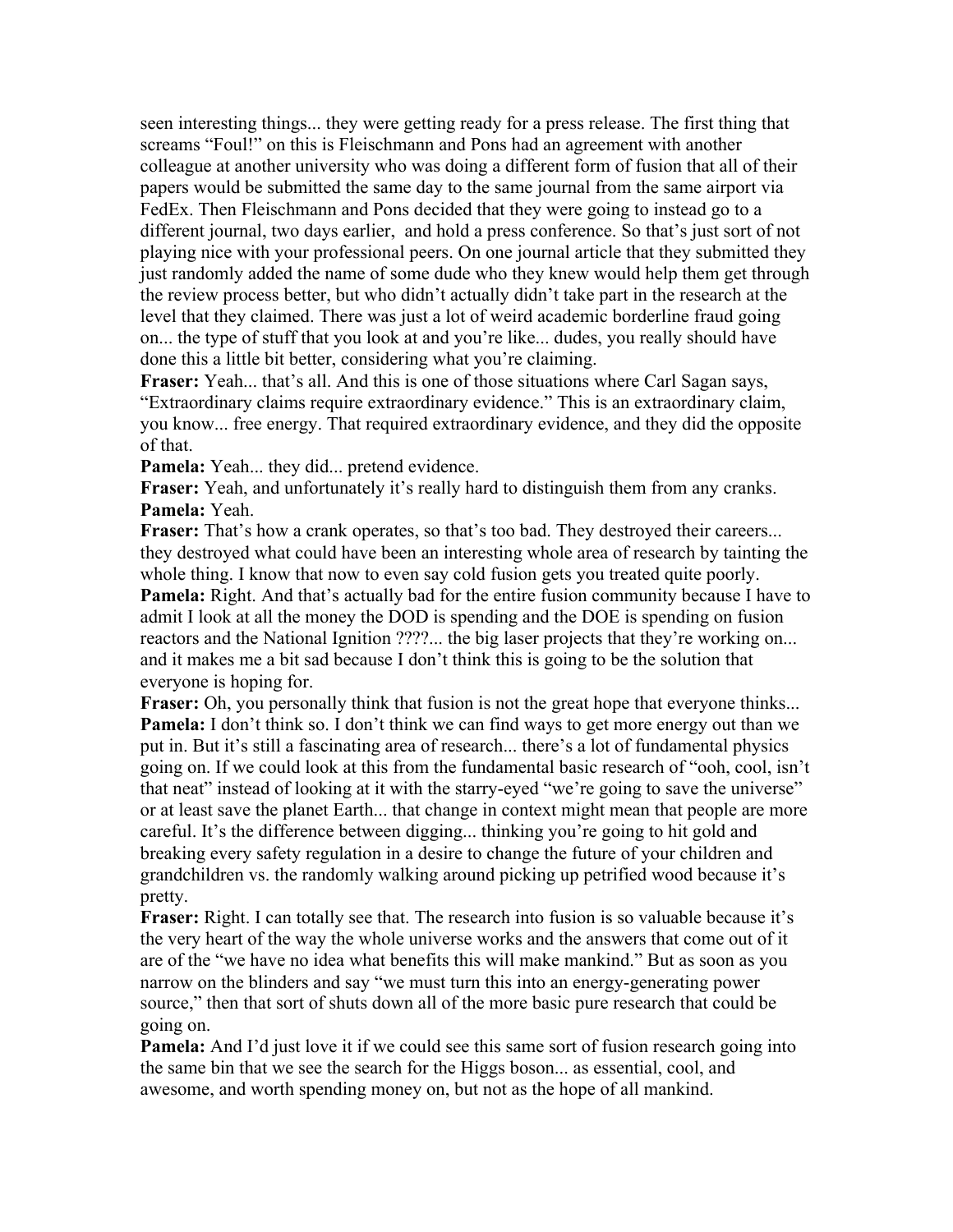seen interesting things... they were getting ready for a press release. The first thing that screams "Foul!" on this is Fleischmann and Pons had an agreement with another colleague at another university who was doing a different form of fusion that all of their papers would be submitted the same day to the same journal from the same airport via FedEx. Then Fleischmann and Pons decided that they were going to instead go to a different journal, two days earlier, and hold a press conference. So that's just sort of not playing nice with your professional peers. On one journal article that they submitted they just randomly added the name of some dude who they knew would help them get through the review process better, but who didn't actually didn't take part in the research at the level that they claimed. There was just a lot of weird academic borderline fraud going on... the type of stuff that you look at and you're like... dudes, you really should have done this a little bit better, considering what you're claiming.

**Fraser:** Yeah... that's all. And this is one of those situations where Carl Sagan says, "Extraordinary claims require extraordinary evidence." This is an extraordinary claim, you know... free energy. That required extraordinary evidence, and they did the opposite of that.

**Pamela:** Yeah... they did... pretend evidence.

**Fraser:** Yeah, and unfortunately it's really hard to distinguish them from any cranks.

**Pamela:** Yeah.

**Fraser:** That's how a crank operates, so that's too bad. They destroyed their careers... they destroyed what could have been an interesting whole area of research by tainting the whole thing. I know that now to even say cold fusion gets you treated quite poorly.

**Pamela:** Right. And that's actually bad for the entire fusion community because I have to admit I look at all the money the DOD is spending and the DOE is spending on fusion reactors and the National Ignition ????... the big laser projects that they're working on... and it makes me a bit sad because I don't think this is going to be the solution that everyone is hoping for.

**Fraser:** Oh, you personally think that fusion is not the great hope that everyone thinks...

**Pamela:** I don't think so. I don't think we can find ways to get more energy out than we put in. But it's still a fascinating area of research... there's a lot of fundamental physics going on. If we could look at this from the fundamental basic research of "ooh, cool, isn't that neat" instead of looking at it with the starry-eyed "we're going to save the universe" or at least save the planet Earth... that change in context might mean that people are more careful. It's the difference between digging... thinking you're going to hit gold and breaking every safety regulation in a desire to change the future of your children and grandchildren vs. the randomly walking around picking up petrified wood because it's pretty.

**Fraser:** Right. I can totally see that. The research into fusion is so valuable because it's the very heart of the way the whole universe works and the answers that come out of it are of the "we have no idea what benefits this will make mankind." But as soon as you narrow on the blinders and say "we must turn this into an energy-generating power source," then that sort of shuts down all of the more basic pure research that could be going on.

**Pamela:** And I'd just love it if we could see this same sort of fusion research going into the same bin that we see the search for the Higgs boson... as essential, cool, and awesome, and worth spending money on, but not as the hope of all mankind.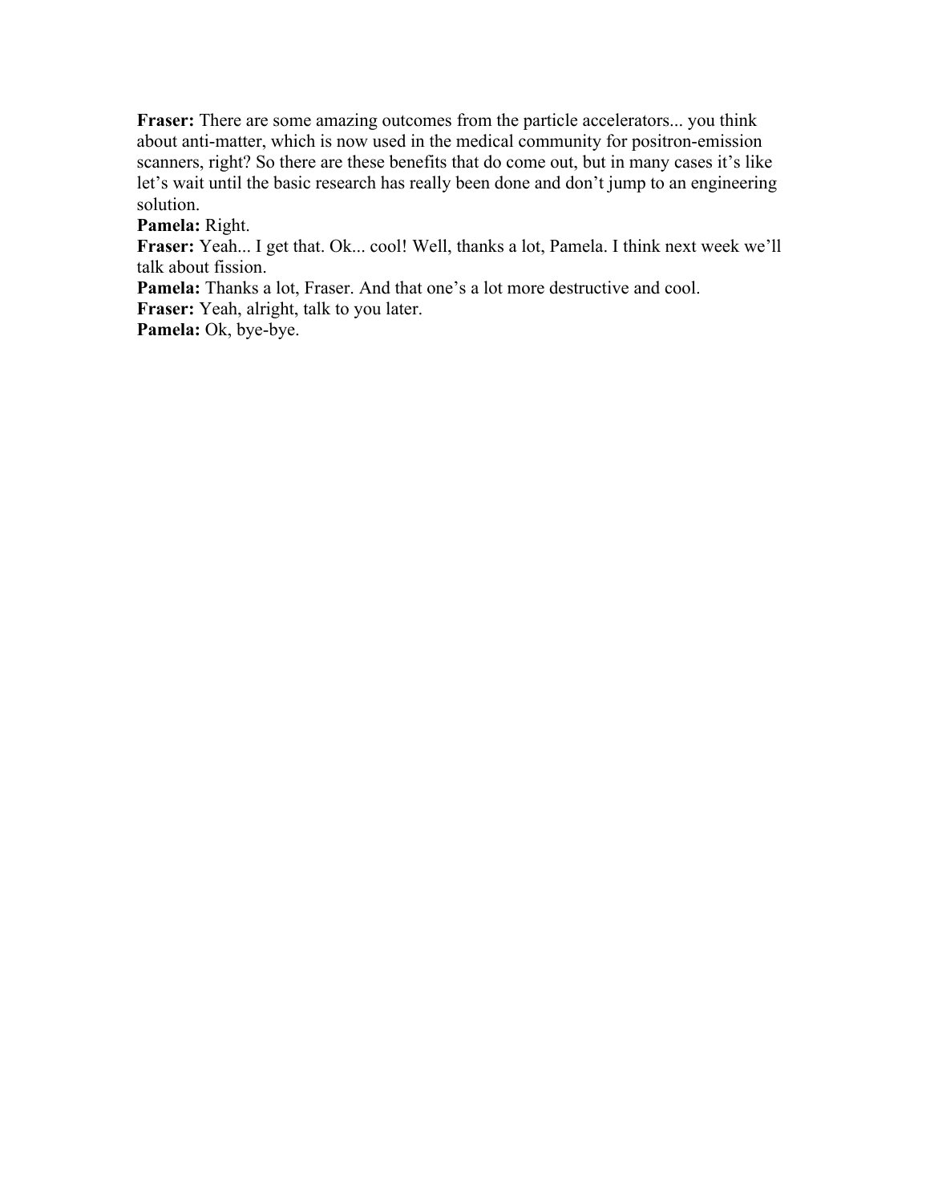**Fraser:** There are some amazing outcomes from the particle accelerators... you think about anti-matter, which is now used in the medical community for positron-emission scanners, right? So there are these benefits that do come out, but in many cases it's like let's wait until the basic research has really been done and don't jump to an engineering solution.

**Pamela:** Right.

**Fraser:** Yeah... I get that. Ok... cool! Well, thanks a lot, Pamela. I think next week we'll talk about fission.

**Pamela:** Thanks a lot, Fraser. And that one's a lot more destructive and cool.

**Fraser:** Yeah, alright, talk to you later.

**Pamela:** Ok, bye-bye.